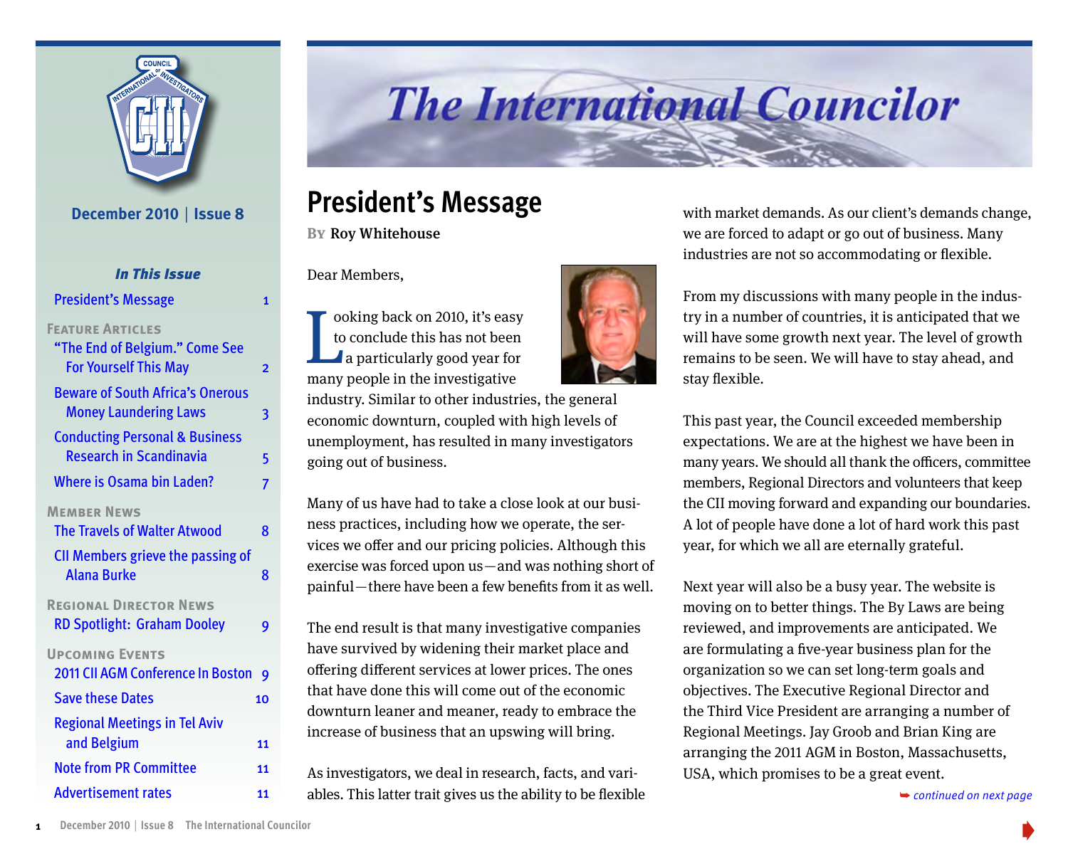# The International Councilor

December 2010 | Issue 8

### *In This Issue*

| | |
|---|---|
| President's Message | 1 |
| **Feature Articles** | |
| "The End of Belgium." Come See For Yourself This May | 2 |
| Beware of South Africa's Onerous Money Laundering Laws | 3 |
| Conducting Personal & Business Research in Scandinavia | 5 |
| Where is Osama bin Laden? | 7 |
| **Member News** | |
| The Travels of Walter Atwood | 8 |
| CII Members grieve the passing of Alana Burke | 8 |
| **Regional Director News** | |
| RD Spotlight: Graham Dooley | 9 |
| **Upcoming Events** | |
| 2011 CII AGM Conference In Boston | 9 |
| Save these Dates | 10 |
| Regional Meetings in Tel Aviv and Belgium | 11 |
| Note from PR Committee | 11 |
| Advertisement rates | 11 |

## President's Message

**By** Roy Whitehouse

Dear Members,

Looking back on 2010, it's easy to conclude this has not been a particularly good year for many people in the investigative industry. Similar to other industries, the general economic downturn, coupled with high levels of unemployment, has resulted in many investigators going out of business.

Many of us have had to take a close look at our business practices, including how we operate, the services we offer and our pricing policies. Although this exercise was forced upon us—and was nothing short of painful—there have been a few benefits from it as well.

The end result is that many investigative companies have survived by widening their market place and offering different services at lower prices. The ones that have done this will come out of the economic downturn leaner and meaner, ready to embrace the increase of business that an upswing will bring.

As investigators, we deal in research, facts, and variables. This latter trait gives us the ability to be flexible with market demands. As our client's demands change, we are forced to adapt or go out of business. Many industries are not so accommodating or flexible.

From my discussions with many people in the industry in a number of countries, it is anticipated that we will have some growth next year. The level of growth remains to be seen. We will have to stay ahead, and stay flexible.

This past year, the Council exceeded membership expectations. We are at the highest we have been in many years. We should all thank the officers, committee members, Regional Directors and volunteers that keep the CII moving forward and expanding our boundaries. A lot of people have done a lot of hard work this past year, for which we all are eternally grateful.

Next year will also be a busy year. The website is moving on to better things. The By Laws are being reviewed, and improvements are anticipated. We are formulating a five-year business plan for the organization so we can set long-term goals and objectives. The Executive Regional Director and the Third Vice President are arranging a number of Regional Meetings. Jay Groob and Brian King are arranging the 2011 AGM in Boston, Massachusetts, USA, which promises to be a great event.

*continued on next page*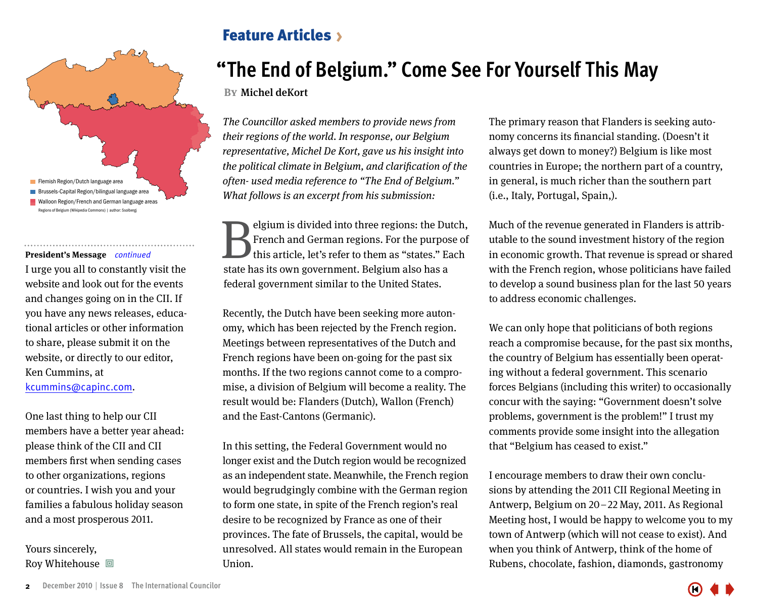Flemish Region/Dutch language area
Brussels-Capital Region/bilingual language area
Walloon Region/French and German language areas
Regions of Belgium (Wikipedia Commons) | author: Ssolbergj

**President's Message** *continued*

I urge you all to constantly visit the website and look out for the events and changes going on in the CII. If you have any news releases, educational articles or other information to share, please submit it on the website, or directly to our editor, Ken Cummins, at kcummins@capinc.com.

One last thing to help our CII members have a better year ahead: please think of the CII and CII members first when sending cases to other organizations, regions or countries. I wish you and your families a fabulous holiday season and a most prosperous 2011.

Yours sincerely,
Roy Whitehouse

## Feature Articles

# "The End of Belgium." Come See For Yourself This May

**By Michel deKort**

*The Councillor asked members to provide news from their regions of the world. In response, our Belgium representative, Michel De Kort, gave us his insight into the political climate in Belgium, and clarification of the often- used media reference to "The End of Belgium." What follows is an excerpt from his submission:*

Belgium is divided into three regions: the Dutch, French and German regions. For the purpose of this article, let's refer to them as "states." Each state has its own government. Belgium also has a federal government similar to the United States.

Recently, the Dutch have been seeking more autonomy, which has been rejected by the French region. Meetings between representatives of the Dutch and French regions have been on-going for the past six months. If the two regions cannot come to a compromise, a division of Belgium will become a reality. The result would be: Flanders (Dutch), Wallon (French) and the East-Cantons (Germanic).

In this setting, the Federal Government would no longer exist and the Dutch region would be recognized as an independent state. Meanwhile, the French region would begrudgingly combine with the German region to form one state, in spite of the French region's real desire to be recognized by France as one of their provinces. The fate of Brussels, the capital, would be unresolved. All states would remain in the European Union.

The primary reason that Flanders is seeking autonomy concerns its financial standing. (Doesn't it always get down to money?) Belgium is like most countries in Europe; the northern part of a country, in general, is much richer than the southern part (i.e., Italy, Portugal, Spain,).

Much of the revenue generated in Flanders is attributable to the sound investment history of the region in economic growth. That revenue is spread or shared with the French region, whose politicians have failed to develop a sound business plan for the last 50 years to address economic challenges.

We can only hope that politicians of both regions reach a compromise because, for the past six months, the country of Belgium has essentially been operating without a federal government. This scenario forces Belgians (including this writer) to occasionally concur with the saying: "Government doesn't solve problems, government is the problem!" I trust my comments provide some insight into the allegation that "Belgium has ceased to exist."

I encourage members to draw their own conclusions by attending the 2011 CII Regional Meeting in Antwerp, Belgium on 20 – 22 May, 2011. As Regional Meeting host, I would be happy to welcome you to my town of Antwerp (which will not cease to exist). And when you think of Antwerp, think of the home of Rubens, chocolate, fashion, diamonds, gastronomy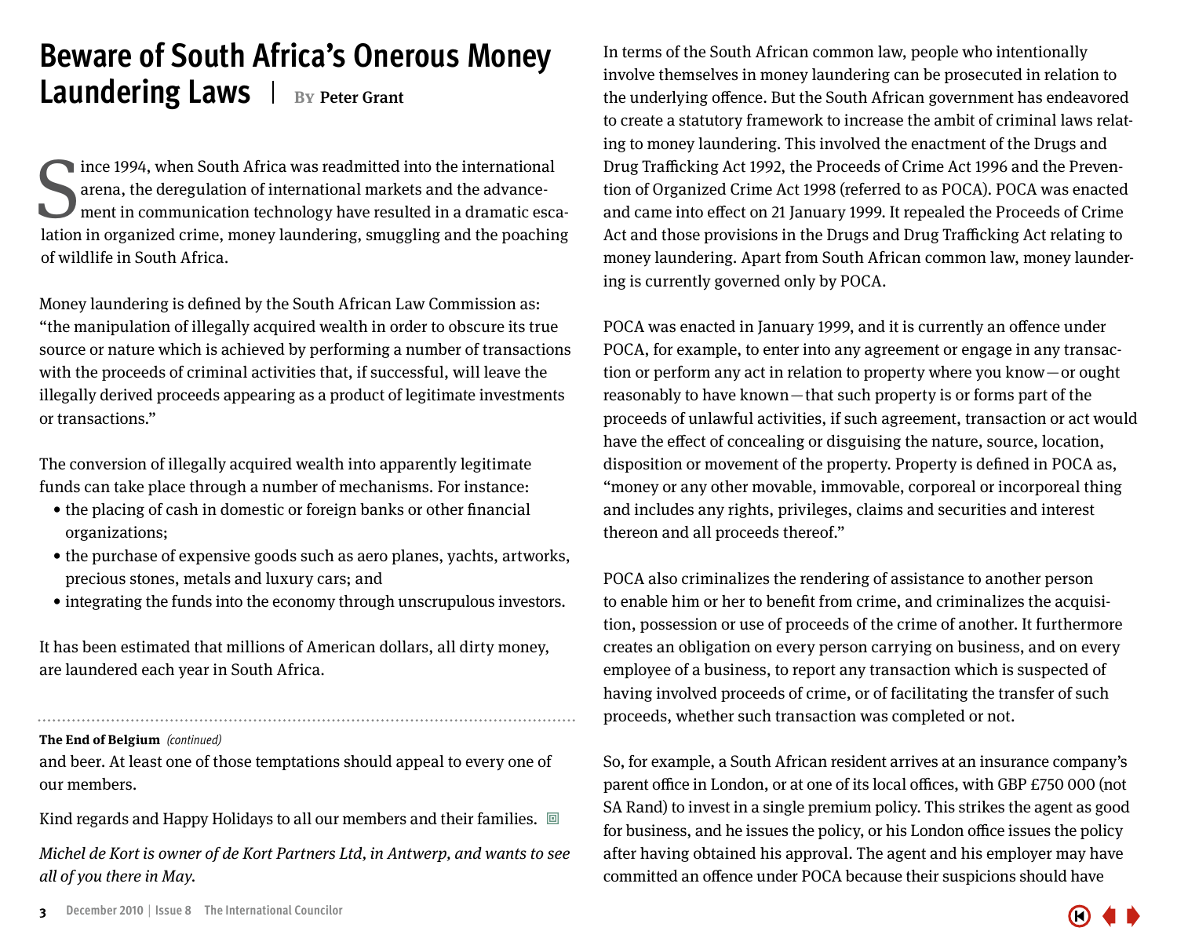# Beware of South Africa's Onerous Money Laundering Laws | By Peter Grant

Since 1994, when South Africa was readmitted into the international arena, the deregulation of international markets and the advancement in communication technology have resulted in a dramatic escalation in organized crime, money laundering, smuggling and the poaching of wildlife in South Africa.

Money laundering is defined by the South African Law Commission as: "the manipulation of illegally acquired wealth in order to obscure its true source or nature which is achieved by performing a number of transactions with the proceeds of criminal activities that, if successful, will leave the illegally derived proceeds appearing as a product of legitimate investments or transactions."

The conversion of illegally acquired wealth into apparently legitimate funds can take place through a number of mechanisms. For instance:

- the placing of cash in domestic or foreign banks or other financial organizations;
- the purchase of expensive goods such as aero planes, yachts, artworks, precious stones, metals and luxury cars; and
- integrating the funds into the economy through unscrupulous investors.

It has been estimated that millions of American dollars, all dirty money, are laundered each year in South Africa.

**The End of Belgium** *(continued)*

and beer. At least one of those temptations should appeal to every one of our members.

Kind regards and Happy Holidays to all our members and their families.

*Michel de Kort is owner of de Kort Partners Ltd, in Antwerp, and wants to see all of you there in May.*

In terms of the South African common law, people who intentionally involve themselves in money laundering can be prosecuted in relation to the underlying offence. But the South African government has endeavored to create a statutory framework to increase the ambit of criminal laws relating to money laundering. This involved the enactment of the Drugs and Drug Trafficking Act 1992, the Proceeds of Crime Act 1996 and the Prevention of Organized Crime Act 1998 (referred to as POCA). POCA was enacted and came into effect on 21 January 1999. It repealed the Proceeds of Crime Act and those provisions in the Drugs and Drug Trafficking Act relating to money laundering. Apart from South African common law, money laundering is currently governed only by POCA.

POCA was enacted in January 1999, and it is currently an offence under POCA, for example, to enter into any agreement or engage in any transaction or perform any act in relation to property where you know—or ought reasonably to have known—that such property is or forms part of the proceeds of unlawful activities, if such agreement, transaction or act would have the effect of concealing or disguising the nature, source, location, disposition or movement of the property. Property is defined in POCA as, "money or any other movable, immovable, corporeal or incorporeal thing and includes any rights, privileges, claims and securities and interest thereon and all proceeds thereof."

POCA also criminalizes the rendering of assistance to another person to enable him or her to benefit from crime, and criminalizes the acquisition, possession or use of proceeds of the crime of another. It furthermore creates an obligation on every person carrying on business, and on every employee of a business, to report any transaction which is suspected of having involved proceeds of crime, or of facilitating the transfer of such proceeds, whether such transaction was completed or not.

So, for example, a South African resident arrives at an insurance company's parent office in London, or at one of its local offices, with GBP £750 000 (not SA Rand) to invest in a single premium policy. This strikes the agent as good for business, and he issues the policy, or his London office issues the policy after having obtained his approval. The agent and his employer may have committed an offence under POCA because their suspicions should have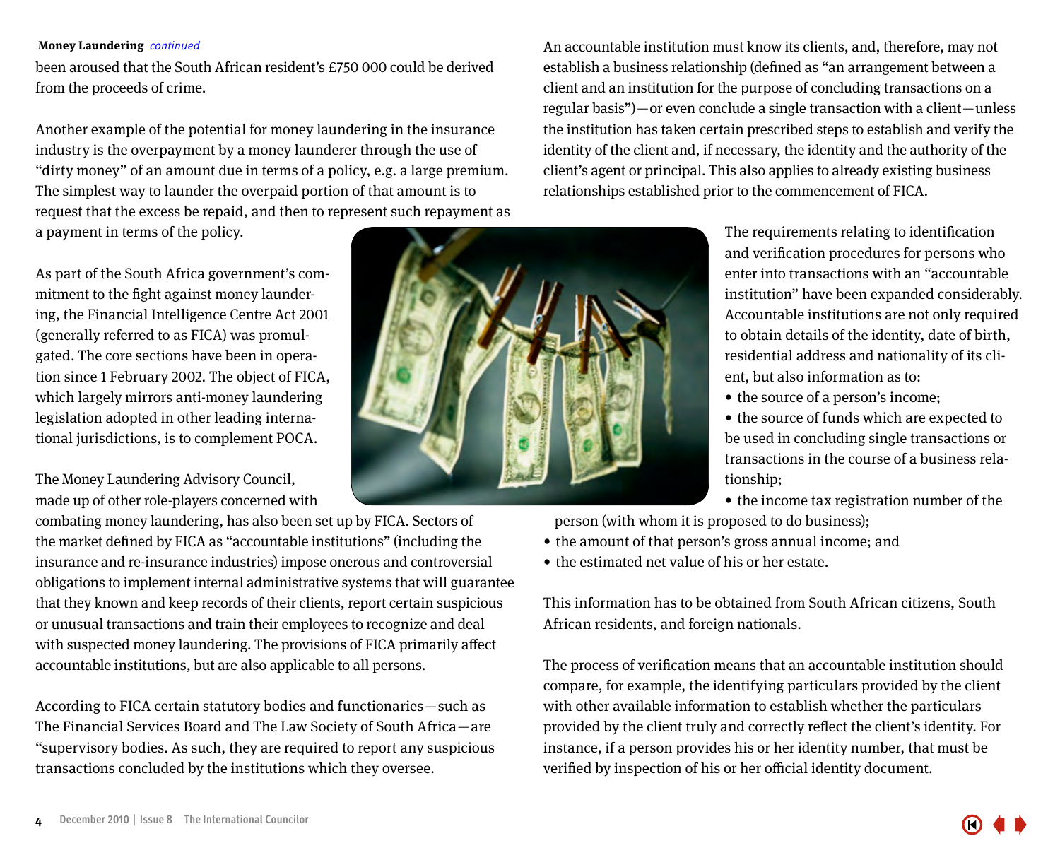been aroused that the South African resident's £750 000 could be derived from the proceeds of crime.

Another example of the potential for money laundering in the insurance industry is the overpayment by a money launderer through the use of "dirty money" of an amount due in terms of a policy, e.g. a large premium. The simplest way to launder the overpaid portion of that amount is to request that the excess be repaid, and then to represent such repayment as a payment in terms of the policy.

As part of the South Africa government's commitment to the fight against money laundering, the Financial Intelligence Centre Act 2001 (generally referred to as FICA) was promulgated. The core sections have been in operation since 1 February 2002. The object of FICA, which largely mirrors anti-money laundering legislation adopted in other leading international jurisdictions, is to complement POCA.

The Money Laundering Advisory Council, made up of other role-players concerned with combating money laundering, has also been set up by FICA. Sectors of the market defined by FICA as "accountable institutions" (including the insurance and re-insurance industries) impose onerous and controversial obligations to implement internal administrative systems that will guarantee that they known and keep records of their clients, report certain suspicious or unusual transactions and train their employees to recognize and deal with suspected money laundering. The provisions of FICA primarily affect accountable institutions, but are also applicable to all persons.

According to FICA certain statutory bodies and functionaries—such as The Financial Services Board and The Law Society of South Africa—are "supervisory bodies. As such, they are required to report any suspicious transactions concluded by the institutions which they oversee.

An accountable institution must know its clients, and, therefore, may not establish a business relationship (defined as "an arrangement between a client and an institution for the purpose of concluding transactions on a regular basis")—or even conclude a single transaction with a client—unless the institution has taken certain prescribed steps to establish and verify the identity of the client and, if necessary, the identity and the authority of the client's agent or principal. This also applies to already existing business relationships established prior to the commencement of FICA.

The requirements relating to identification and verification procedures for persons who enter into transactions with an "accountable institution" have been expanded considerably. Accountable institutions are not only required to obtain details of the identity, date of birth, residential address and nationality of its client, but also information as to:

- the source of a person's income;
- the source of funds which are expected to be used in concluding single transactions or transactions in the course of a business relationship;
- the income tax registration number of the person (with whom it is proposed to do business);
- the amount of that person's gross annual income; and
- the estimated net value of his or her estate.

This information has to be obtained from South African citizens, South African residents, and foreign nationals.

The process of verification means that an accountable institution should compare, for example, the identifying particulars provided by the client with other available information to establish whether the particulars provided by the client truly and correctly reflect the client's identity. For instance, if a person provides his or her identity number, that must be verified by inspection of his or her official identity document.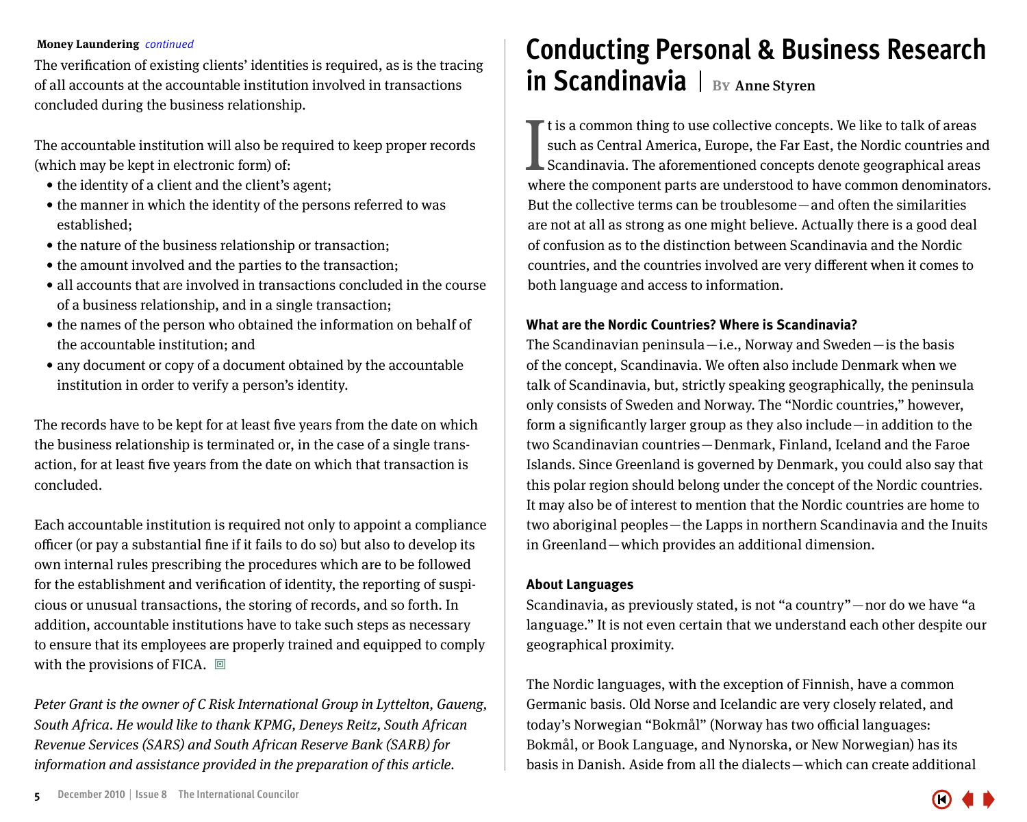**Money Laundering** *continued*

The verification of existing clients' identities is required, as is the tracing of all accounts at the accountable institution involved in transactions concluded during the business relationship.

The accountable institution will also be required to keep proper records (which may be kept in electronic form) of:

- the identity of a client and the client's agent;
- the manner in which the identity of the persons referred to was established;
- the nature of the business relationship or transaction;
- the amount involved and the parties to the transaction;
- all accounts that are involved in transactions concluded in the course of a business relationship, and in a single transaction;
- the names of the person who obtained the information on behalf of the accountable institution; and
- any document or copy of a document obtained by the accountable institution in order to verify a person's identity.

The records have to be kept for at least five years from the date on which the business relationship is terminated or, in the case of a single transaction, for at least five years from the date on which that transaction is concluded.

Each accountable institution is required not only to appoint a compliance officer (or pay a substantial fine if it fails to do so) but also to develop its own internal rules prescribing the procedures which are to be followed for the establishment and verification of identity, the reporting of suspicious or unusual transactions, the storing of records, and so forth. In addition, accountable institutions have to take such steps as necessary to ensure that its employees are properly trained and equipped to comply with the provisions of FICA.

*Peter Grant is the owner of C Risk International Group in Lyttelton, Gaueng, South Africa. He would like to thank KPMG, Deneys Reitz, South African Revenue Services (SARS) and South African Reserve Bank (SARB) for information and assistance provided in the preparation of this article.*

# Conducting Personal & Business Research in Scandinavia | By Anne Styren

It is a common thing to use collective concepts. We like to talk of areas such as Central America, Europe, the Far East, the Nordic countries and Scandinavia. The aforementioned concepts denote geographical areas where the component parts are understood to have common denominators. But the collective terms can be troublesome—and often the similarities are not at all as strong as one might believe. Actually there is a good deal of confusion as to the distinction between Scandinavia and the Nordic countries, and the countries involved are very different when it comes to both language and access to information.

### What are the Nordic Countries? Where is Scandinavia?

The Scandinavian peninsula—i.e., Norway and Sweden—is the basis of the concept, Scandinavia. We often also include Denmark when we talk of Scandinavia, but, strictly speaking geographically, the peninsula only consists of Sweden and Norway. The "Nordic countries," however, form a significantly larger group as they also include—in addition to the two Scandinavian countries—Denmark, Finland, Iceland and the Faroe Islands. Since Greenland is governed by Denmark, you could also say that this polar region should belong under the concept of the Nordic countries. It may also be of interest to mention that the Nordic countries are home to two aboriginal peoples—the Lapps in northern Scandinavia and the Inuits in Greenland—which provides an additional dimension.

### About Languages

Scandinavia, as previously stated, is not "a country"—nor do we have "a language." It is not even certain that we understand each other despite our geographical proximity.

The Nordic languages, with the exception of Finnish, have a common Germanic basis. Old Norse and Icelandic are very closely related, and today's Norwegian "Bokmål" (Norway has two official languages: Bokmål, or Book Language, and Nynorska, or New Norwegian) has its basis in Danish. Aside from all the dialects—which can create additional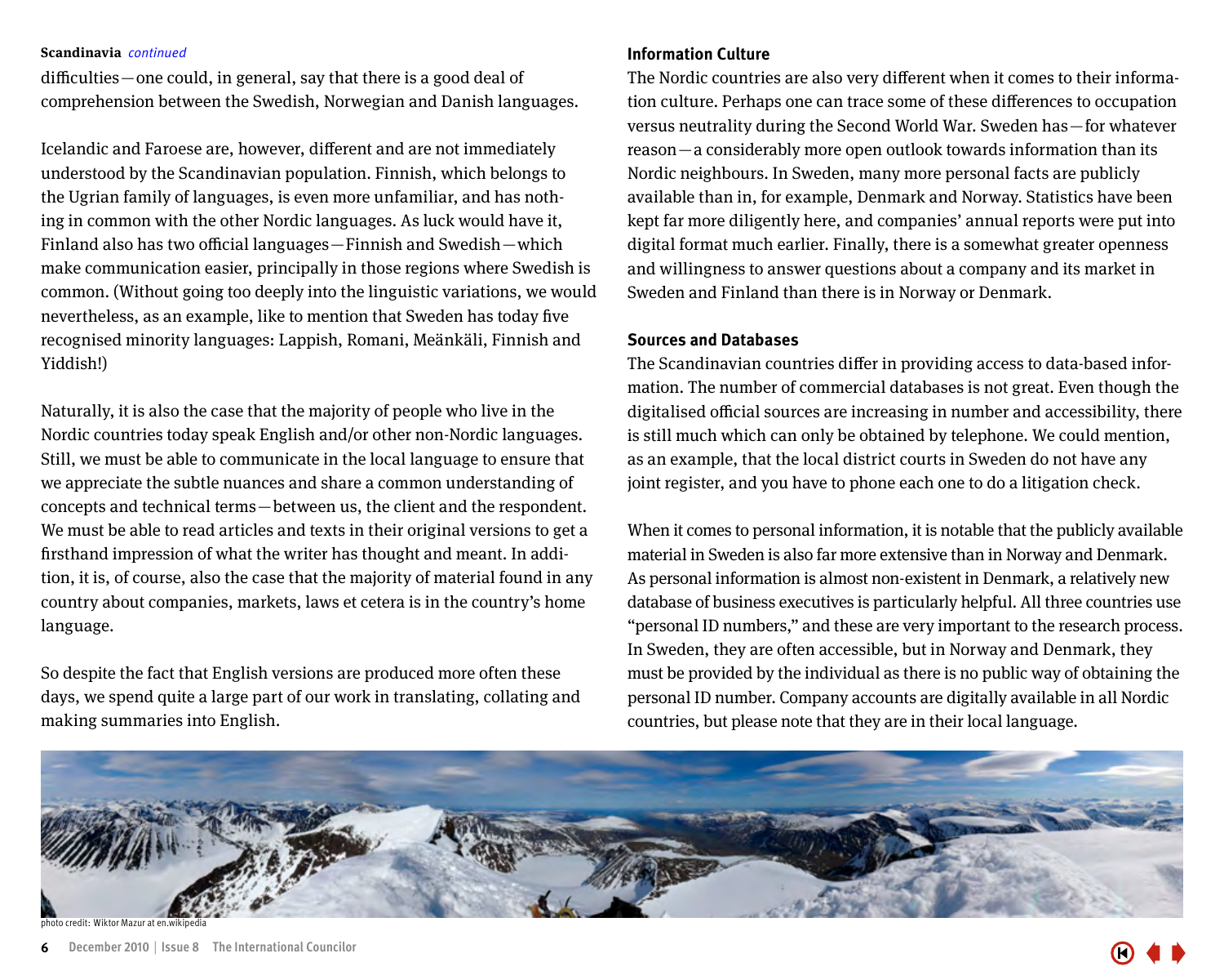**Scandinavia** *continued*

difficulties—one could, in general, say that there is a good deal of comprehension between the Swedish, Norwegian and Danish languages.

Icelandic and Faroese are, however, different and are not immediately understood by the Scandinavian population. Finnish, which belongs to the Ugrian family of languages, is even more unfamiliar, and has nothing in common with the other Nordic languages. As luck would have it, Finland also has two official languages—Finnish and Swedish—which make communication easier, principally in those regions where Swedish is common. (Without going too deeply into the linguistic variations, we would nevertheless, as an example, like to mention that Sweden has today five recognised minority languages: Lappish, Romani, Meänkäli, Finnish and Yiddish!)

Naturally, it is also the case that the majority of people who live in the Nordic countries today speak English and/or other non-Nordic languages. Still, we must be able to communicate in the local language to ensure that we appreciate the subtle nuances and share a common understanding of concepts and technical terms—between us, the client and the respondent. We must be able to read articles and texts in their original versions to get a firsthand impression of what the writer has thought and meant. In addition, it is, of course, also the case that the majority of material found in any country about companies, markets, laws et cetera is in the country's home language.

So despite the fact that English versions are produced more often these days, we spend quite a large part of our work in translating, collating and making summaries into English.

### Information Culture

The Nordic countries are also very different when it comes to their information culture. Perhaps one can trace some of these differences to occupation versus neutrality during the Second World War. Sweden has—for whatever reason—a considerably more open outlook towards information than its Nordic neighbours. In Sweden, many more personal facts are publicly available than in, for example, Denmark and Norway. Statistics have been kept far more diligently here, and companies' annual reports were put into digital format much earlier. Finally, there is a somewhat greater openness and willingness to answer questions about a company and its market in Sweden and Finland than there is in Norway or Denmark.

### Sources and Databases

The Scandinavian countries differ in providing access to data-based information. The number of commercial databases is not great. Even though the digitalised official sources are increasing in number and accessibility, there is still much which can only be obtained by telephone. We could mention, as an example, that the local district courts in Sweden do not have any joint register, and you have to phone each one to do a litigation check.

When it comes to personal information, it is notable that the publicly available material in Sweden is also far more extensive than in Norway and Denmark. As personal information is almost non-existent in Denmark, a relatively new database of business executives is particularly helpful. All three countries use "personal ID numbers," and these are very important to the research process. In Sweden, they are often accessible, but in Norway and Denmark, they must be provided by the individual as there is no public way of obtaining the personal ID number. Company accounts are digitally available in all Nordic countries, but please note that they are in their local language.

photo credit: Wiktor Mazur at en.wikipedia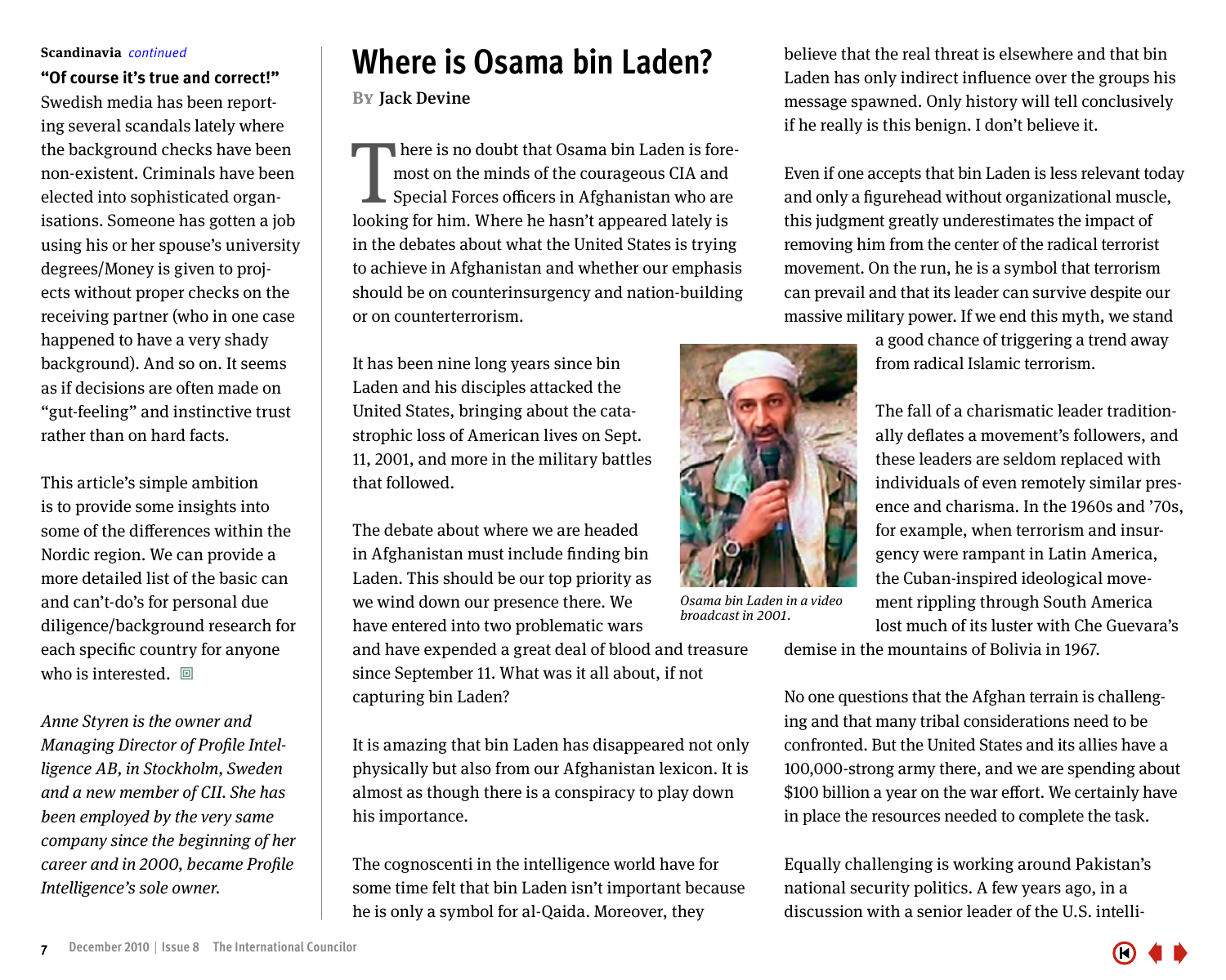**Scandinavia** *continued*

**"Of course it's true and correct!"** Swedish media has been reporting several scandals lately where the background checks have been non-existent. Criminals have been elected into sophisticated organisations. Someone has gotten a job using his or her spouse's university degrees/Money is given to projects without proper checks on the receiving partner (who in one case happened to have a very shady background). And so on. It seems as if decisions are often made on "gut-feeling" and instinctive trust rather than on hard facts.

This article's simple ambition is to provide some insights into some of the differences within the Nordic region. We can provide a more detailed list of the basic can and can't-do's for personal due diligence/background research for each specific country for anyone who is interested.

*Anne Styren is the owner and Managing Director of Profile Intelligence AB, in Stockholm, Sweden and a new member of CII. She has been employed by the very same company since the beginning of her career and in 2000, became Profile Intelligence's sole owner.*

# Where is Osama bin Laden?

**By Jack Devine**

There is no doubt that Osama bin Laden is foremost on the minds of the courageous CIA and Special Forces officers in Afghanistan who are looking for him. Where he hasn't appeared lately is in the debates about what the United States is trying to achieve in Afghanistan and whether our emphasis should be on counterinsurgency and nation-building or on counterterrorism.

It has been nine long years since bin Laden and his disciples attacked the United States, bringing about the catastrophic loss of American lives on Sept. 11, 2001, and more in the military battles that followed.

The debate about where we are headed in Afghanistan must include finding bin Laden. This should be our top priority as we wind down our presence there. We have entered into two problematic wars and have expended a great deal of blood and treasure since September 11. What was it all about, if not capturing bin Laden?

*Osama bin Laden in a video broadcast in 2001.*

It is amazing that bin Laden has disappeared not only physically but also from our Afghanistan lexicon. It is almost as though there is a conspiracy to play down his importance.

The cognoscenti in the intelligence world have for some time felt that bin Laden isn't important because he is only a symbol for al-Qaida. Moreover, they believe that the real threat is elsewhere and that bin Laden has only indirect influence over the groups his message spawned. Only history will tell conclusively if he really is this benign. I don't believe it.

Even if one accepts that bin Laden is less relevant today and only a figurehead without organizational muscle, this judgment greatly underestimates the impact of removing him from the center of the radical terrorist movement. On the run, he is a symbol that terrorism can prevail and that its leader can survive despite our massive military power. If we end this myth, we stand a good chance of triggering a trend away from radical Islamic terrorism.

The fall of a charismatic leader traditionally deflates a movement's followers, and these leaders are seldom replaced with individuals of even remotely similar presence and charisma. In the 1960s and '70s, for example, when terrorism and insurgency were rampant in Latin America, the Cuban-inspired ideological movement rippling through South America lost much of its luster with Che Guevara's demise in the mountains of Bolivia in 1967.

No one questions that the Afghan terrain is challenging and that many tribal considerations need to be confronted. But the United States and its allies have a 100,000-strong army there, and we are spending about $100 billion a year on the war effort. We certainly have in place the resources needed to complete the task.

Equally challenging is working around Pakistan's national security politics. A few years ago, in a discussion with a senior leader of the U.S. intelli-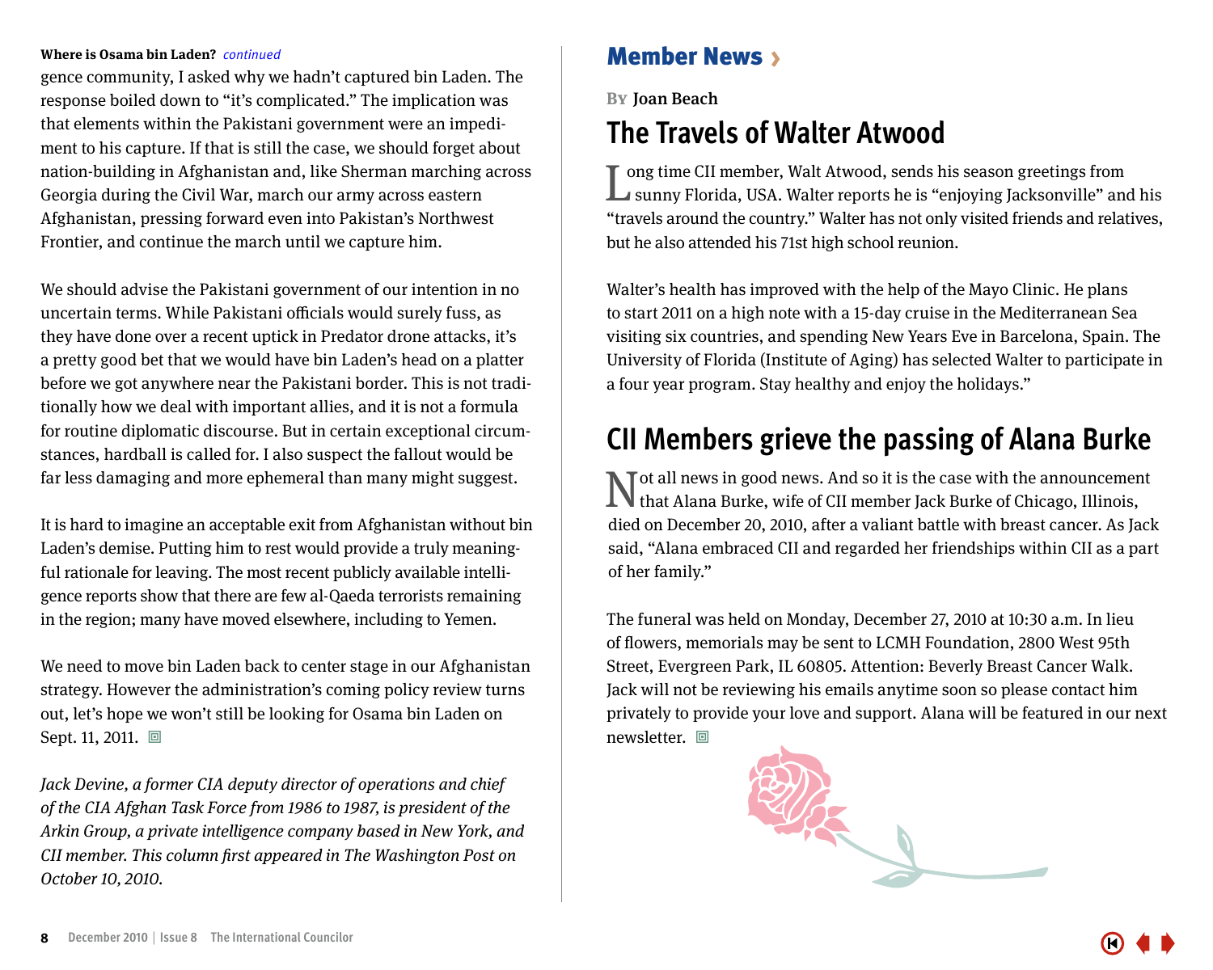**Where is Osama bin Laden?** *continued*

gence community, I asked why we hadn't captured bin Laden. The response boiled down to "it's complicated." The implication was that elements within the Pakistani government were an impediment to his capture. If that is still the case, we should forget about nation-building in Afghanistan and, like Sherman marching across Georgia during the Civil War, march our army across eastern Afghanistan, pressing forward even into Pakistan's Northwest Frontier, and continue the march until we capture him.

We should advise the Pakistani government of our intention in no uncertain terms. While Pakistani officials would surely fuss, as they have done over a recent uptick in Predator drone attacks, it's a pretty good bet that we would have bin Laden's head on a platter before we got anywhere near the Pakistani border. This is not traditionally how we deal with important allies, and it is not a formula for routine diplomatic discourse. But in certain exceptional circumstances, hardball is called for. I also suspect the fallout would be far less damaging and more ephemeral than many might suggest.

It is hard to imagine an acceptable exit from Afghanistan without bin Laden's demise. Putting him to rest would provide a truly meaningful rationale for leaving. The most recent publicly available intelligence reports show that there are few al-Qaeda terrorists remaining in the region; many have moved elsewhere, including to Yemen.

We need to move bin Laden back to center stage in our Afghanistan strategy. However the administration's coming policy review turns out, let's hope we won't still be looking for Osama bin Laden on Sept. 11, 2011.

*Jack Devine, a former CIA deputy director of operations and chief of the CIA Afghan Task Force from 1986 to 1987, is president of the Arkin Group, a private intelligence company based in New York, and CII member. This column first appeared in The Washington Post on October 10, 2010.*

## Member News ›

By Joan Beach

## The Travels of Walter Atwood

Long time CII member, Walt Atwood, sends his season greetings from sunny Florida, USA. Walter reports he is "enjoying Jacksonville" and his "travels around the country." Walter has not only visited friends and relatives, but he also attended his 71st high school reunion.

Walter's health has improved with the help of the Mayo Clinic. He plans to start 2011 on a high note with a 15-day cruise in the Mediterranean Sea visiting six countries, and spending New Years Eve in Barcelona, Spain. The University of Florida (Institute of Aging) has selected Walter to participate in a four year program. Stay healthy and enjoy the holidays."

## CII Members grieve the passing of Alana Burke

Not all news in good news. And so it is the case with the announcement that Alana Burke, wife of CII member Jack Burke of Chicago, Illinois, died on December 20, 2010, after a valiant battle with breast cancer. As Jack said, "Alana embraced CII and regarded her friendships within CII as a part of her family."

The funeral was held on Monday, December 27, 2010 at 10:30 a.m. In lieu of flowers, memorials may be sent to LCMH Foundation, 2800 West 95th Street, Evergreen Park, IL 60805. Attention: Beverly Breast Cancer Walk. Jack will not be reviewing his emails anytime soon so please contact him privately to provide your love and support. Alana will be featured in our next newsletter.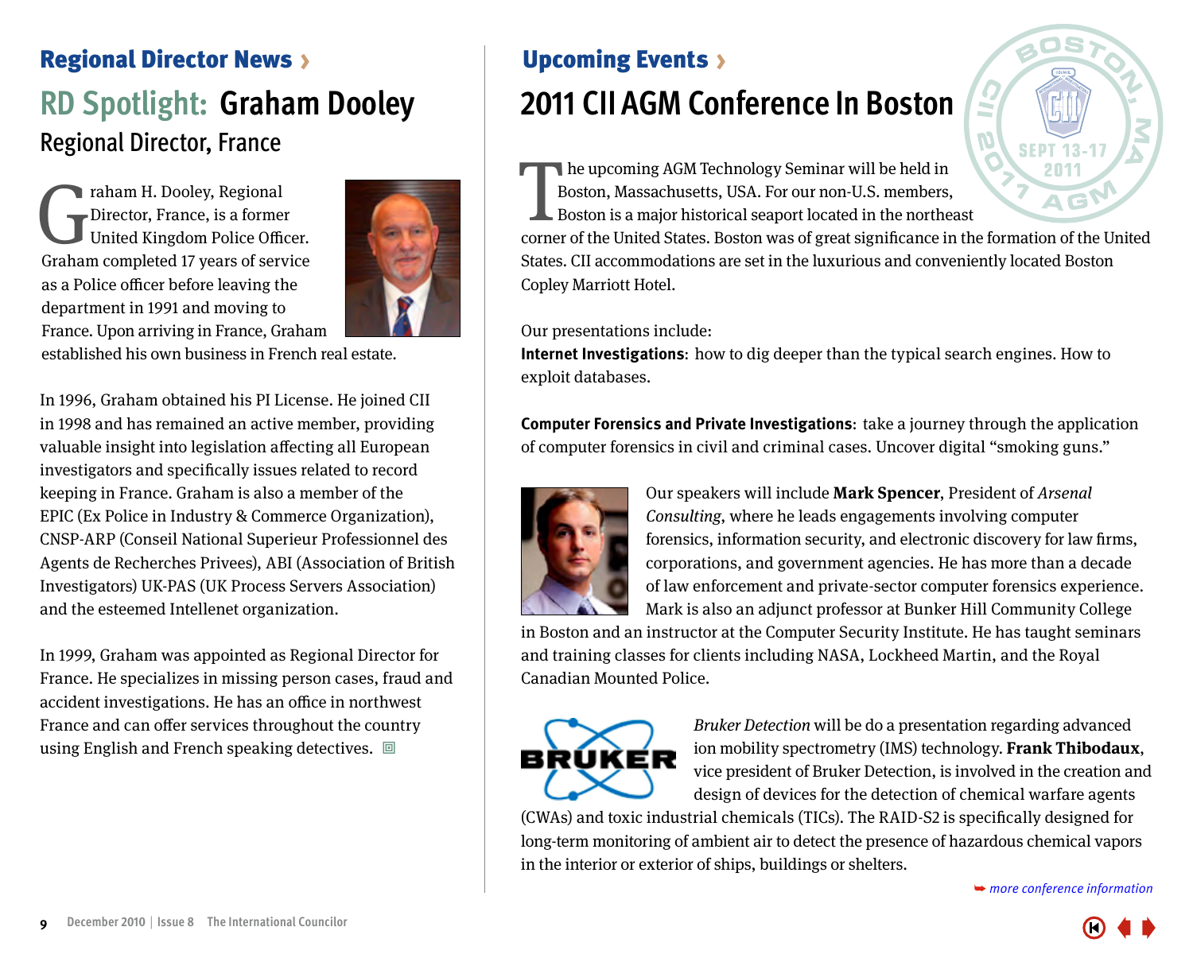## Regional Director News ›

# RD Spotlight: Graham Dooley

### Regional Director, France

Graham H. Dooley, Regional Director, France, is a former United Kingdom Police Officer. Graham completed 17 years of service as a Police officer before leaving the department in 1991 and moving to France. Upon arriving in France, Graham established his own business in French real estate.

In 1996, Graham obtained his PI License. He joined CII in 1998 and has remained an active member, providing valuable insight into legislation affecting all European investigators and specifically issues related to record keeping in France. Graham is also a member of the EPIC (Ex Police in Industry & Commerce Organization), CNSP-ARP (Conseil National Superieur Professionnel des Agents de Recherches Privees), ABI (Association of British Investigators) UK-PAS (UK Process Servers Association) and the esteemed Intellenet organization.

In 1999, Graham was appointed as Regional Director for France. He specializes in missing person cases, fraud and accident investigations. He has an office in northwest France and can offer services throughout the country using English and French speaking detectives.

## Upcoming Events ›

# 2011 CII AGM Conference In Boston

BOSTON, MA · CII 2011 AGM · SEPT 13-17 2011

The upcoming AGM Technology Seminar will be held in Boston, Massachusetts, USA. For our non-U.S. members, Boston is a major historical seaport located in the northeast corner of the United States. Boston was of great significance in the formation of the United States. CII accommodations are set in the luxurious and conveniently located Boston Copley Marriott Hotel.

Our presentations include:
**Internet Investigations**: how to dig deeper than the typical search engines. How to exploit databases.

**Computer Forensics and Private Investigations**: take a journey through the application of computer forensics in civil and criminal cases. Uncover digital "smoking guns."

Our speakers will include **Mark Spencer**, President of *Arsenal Consulting*, where he leads engagements involving computer forensics, information security, and electronic discovery for law firms, corporations, and government agencies. He has more than a decade of law enforcement and private-sector computer forensics experience. Mark is also an adjunct professor at Bunker Hill Community College in Boston and an instructor at the Computer Security Institute. He has taught seminars and training classes for clients including NASA, Lockheed Martin, and the Royal Canadian Mounted Police.

*Bruker Detection* will be do a presentation regarding advanced ion mobility spectrometry (IMS) technology. **Frank Thibodaux**, vice president of Bruker Detection, is involved in the creation and design of devices for the detection of chemical warfare agents (CWAs) and toxic industrial chemicals (TICs). The RAID-S2 is specifically designed for long-term monitoring of ambient air to detect the presence of hazardous chemical vapors in the interior or exterior of ships, buildings or shelters.

➥ *more conference information*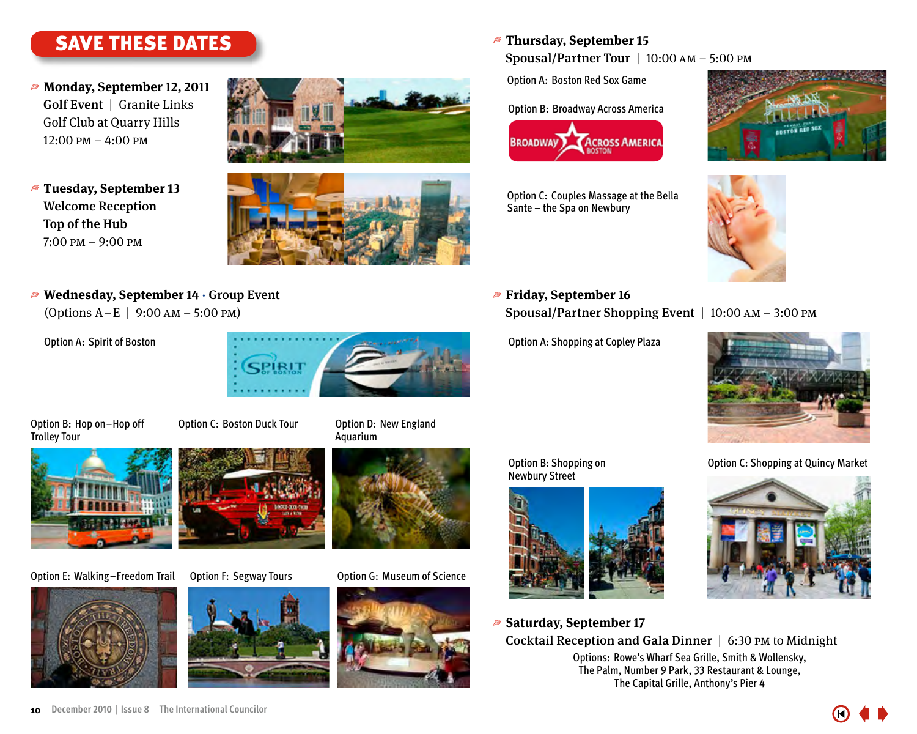# SAVE THESE DATES

**Monday, September 12, 2011**
**Golf Event** | Granite Links Golf Club at Quarry Hills
12:00 PM – 4:00 PM

**Tuesday, September 13**
**Welcome Reception**
**Top of the Hub**
7:00 PM – 9:00 PM

**Wednesday, September 14** · **Group Event**
(Options A – E | 9:00 AM – 5:00 PM)

Option A: Spirit of Boston

Option B: Hop on–Hop off Trolley Tour

Option C: Boston Duck Tour

Option D: New England Aquarium

Option E: Walking–Freedom Trail

Option F: Segway Tours

Option G: Museum of Science

**Thursday, September 15**
**Spousal/Partner Tour** | 10:00 AM – 5:00 PM

Option A: Boston Red Sox Game

Option B: Broadway Across America

Option C: Couples Massage at the Bella Sante – the Spa on Newbury

**Friday, September 16**
**Spousal/Partner Shopping Event** | 10:00 AM – 3:00 PM

Option A: Shopping at Copley Plaza

Option B: Shopping on Newbury Street

Option C: Shopping at Quincy Market

**Saturday, September 17**
**Cocktail Reception and Gala Dinner** | 6:30 PM to Midnight

Options: Rowe's Wharf Sea Grille, Smith & Wollensky, The Palm, Number 9 Park, 33 Restaurant & Lounge, The Capital Grille, Anthony's Pier 4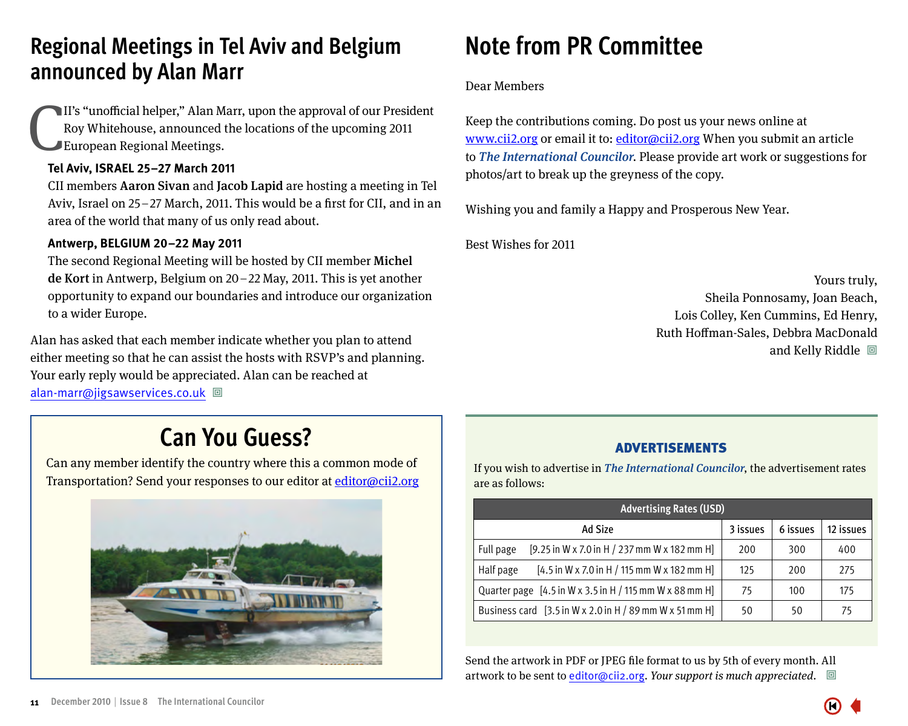## Regional Meetings in Tel Aviv and Belgium announced by Alan Marr

CII's "unofficial helper," Alan Marr, upon the approval of our President Roy Whitehouse, announced the locations of the upcoming 2011 European Regional Meetings.

**Tel Aviv, ISRAEL 25–27 March 2011**

CII members **Aaron Sivan** and **Jacob Lapid** are hosting a meeting in Tel Aviv, Israel on 25–27 March, 2011. This would be a first for CII, and in an area of the world that many of us only read about.

**Antwerp, BELGIUM 20–22 May 2011**

The second Regional Meeting will be hosted by CII member **Michel de Kort** in Antwerp, Belgium on 20–22 May, 2011. This is yet another opportunity to expand our boundaries and introduce our organization to a wider Europe.

Alan has asked that each member indicate whether you plan to attend either meeting so that he can assist the hosts with RSVP's and planning. Your early reply would be appreciated. Alan can be reached at alan-marr@jigsawservices.co.uk

## Can You Guess?

Can any member identify the country where this a common mode of Transportation? Send your responses to our editor at editor@cii2.org

## Note from PR Committee

Dear Members

Keep the contributions coming. Do post us your news online at www.cii2.org or email it to: editor@cii2.org When you submit an article to ***The International Councilor***. Please provide art work or suggestions for photos/art to break up the greyness of the copy.

Wishing you and family a Happy and Prosperous New Year.

Best Wishes for 2011

Yours truly,
Sheila Ponnosamy, Joan Beach,
Lois Colley, Ken Cummins, Ed Henry,
Ruth Hoffman-Sales, Debbra MacDonald
and Kelly Riddle

### ADVERTISEMENTS

If you wish to advertise in ***The International Councilor***, the advertisement rates are as follows:

| Advertising Rates (USD) | | | |
|---|---|---|---|
| Ad Size | 3 issues | 6 issues | 12 issues |
| Full page [9.25 in W x 7.0 in H / 237 mm W x 182 mm H] | 200 | 300 | 400 |
| Half page [4.5 in W x 7.0 in H / 115 mm W x 182 mm H] | 125 | 200 | 275 |
| Quarter page [4.5 in W x 3.5 in H / 115 mm W x 88 mm H] | 75 | 100 | 175 |
| Business card [3.5 in W x 2.0 in H / 89 mm W x 51 mm H] | 50 | 50 | 75 |

Send the artwork in PDF or JPEG file format to us by 5th of every month. All artwork to be sent to editor@cii2.org. *Your support is much appreciated.*